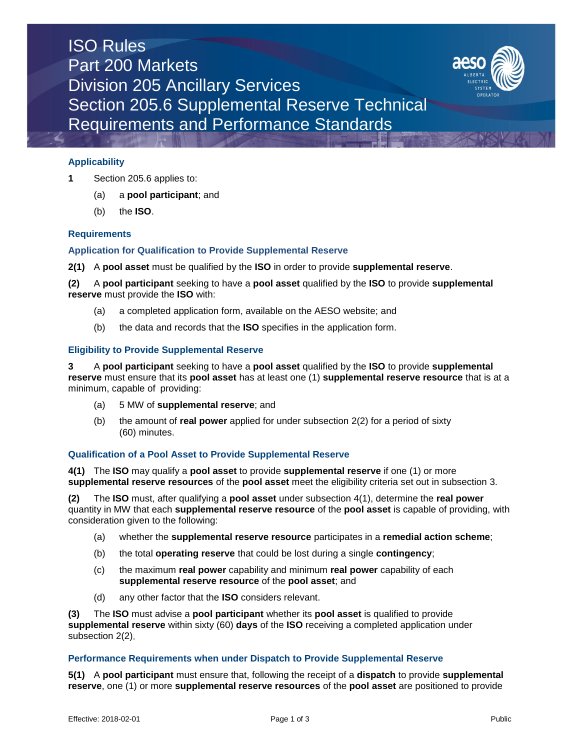# ISO Rules
# Part 200 Markets
# Division 205 Ancillary Services
# Section 205.6 Supplemental Reserve Technical Requirements and Performance Standards

## Applicability

**1** Section 205.6 applies to:

(a) a **pool participant**; and

(b) the **ISO**.

## Requirements

### Application for Qualification to Provide Supplemental Reserve

**2(1)** A **pool asset** must be qualified by the **ISO** in order to provide **supplemental reserve**.

**(2)** A **pool participant** seeking to have a **pool asset** qualified by the **ISO** to provide **supplemental reserve** must provide the **ISO** with:

(a) a completed application form, available on the AESO website; and

(b) the data and records that the **ISO** specifies in the application form.

### Eligibility to Provide Supplemental Reserve

**3** A **pool participant** seeking to have a **pool asset** qualified by the **ISO** to provide **supplemental reserve** must ensure that its **pool asset** has at least one (1) **supplemental reserve resource** that is at a minimum, capable of providing:

(a) 5 MW of **supplemental reserve**; and

(b) the amount of **real power** applied for under subsection 2(2) for a period of sixty (60) minutes.

### Qualification of a Pool Asset to Provide Supplemental Reserve

**4(1)** The **ISO** may qualify a **pool asset** to provide **supplemental reserve** if one (1) or more **supplemental reserve resources** of the **pool asset** meet the eligibility criteria set out in subsection 3.

**(2)** The **ISO** must, after qualifying a **pool asset** under subsection 4(1), determine the **real power** quantity in MW that each **supplemental reserve resource** of the **pool asset** is capable of providing, with consideration given to the following:

(a) whether the **supplemental reserve resource** participates in a **remedial action scheme**;

(b) the total **operating reserve** that could be lost during a single **contingency**;

(c) the maximum **real power** capability and minimum **real power** capability of each **supplemental reserve resource** of the **pool asset**; and

(d) any other factor that the **ISO** considers relevant.

**(3)** The **ISO** must advise a **pool participant** whether its **pool asset** is qualified to provide **supplemental reserve** within sixty (60) **days** of the **ISO** receiving a completed application under subsection 2(2).

### Performance Requirements when under Dispatch to Provide Supplemental Reserve

**5(1)** A **pool participant** must ensure that, following the receipt of a **dispatch** to provide **supplemental reserve**, one (1) or more **supplemental reserve resources** of the **pool asset** are positioned to provide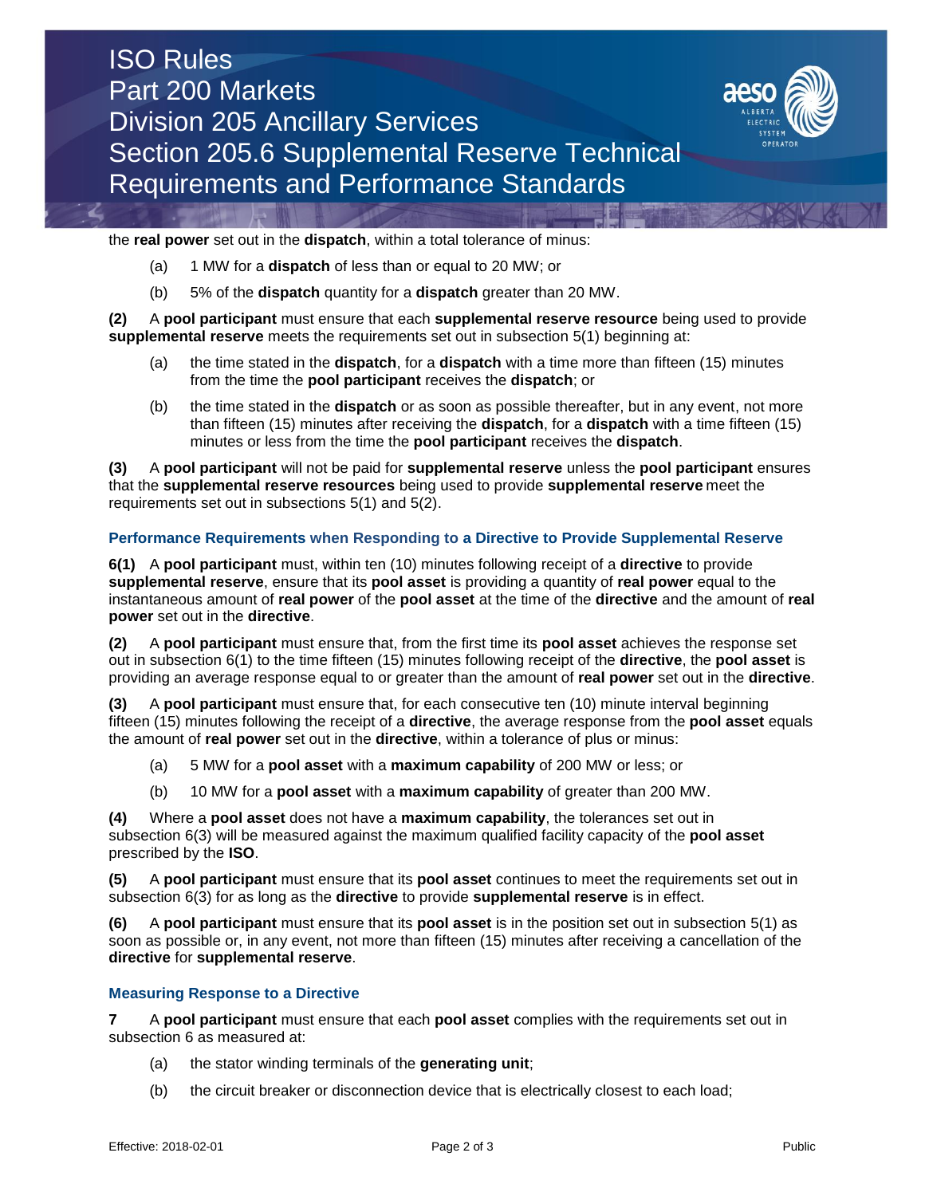the **real power** set out in the **dispatch**, within a total tolerance of minus:

(a) 1 MW for a **dispatch** of less than or equal to 20 MW; or

(b) 5% of the **dispatch** quantity for a **dispatch** greater than 20 MW.

**(2)** A **pool participant** must ensure that each **supplemental reserve resource** being used to provide **supplemental reserve** meets the requirements set out in subsection 5(1) beginning at:

(a) the time stated in the **dispatch**, for a **dispatch** with a time more than fifteen (15) minutes from the time the **pool participant** receives the **dispatch**; or

(b) the time stated in the **dispatch** or as soon as possible thereafter, but in any event, not more than fifteen (15) minutes after receiving the **dispatch**, for a **dispatch** with a time fifteen (15) minutes or less from the time the **pool participant** receives the **dispatch**.

**(3)** A **pool participant** will not be paid for **supplemental reserve** unless the **pool participant** ensures that the **supplemental reserve resources** being used to provide **supplemental reserve** meet the requirements set out in subsections 5(1) and 5(2).

### Performance Requirements when Responding to a Directive to Provide Supplemental Reserve

**6(1)** A **pool participant** must, within ten (10) minutes following receipt of a **directive** to provide **supplemental reserve**, ensure that its **pool asset** is providing a quantity of **real power** equal to the instantaneous amount of **real power** of the **pool asset** at the time of the **directive** and the amount of **real power** set out in the **directive**.

**(2)** A **pool participant** must ensure that, from the first time its **pool asset** achieves the response set out in subsection 6(1) to the time fifteen (15) minutes following receipt of the **directive**, the **pool asset** is providing an average response equal to or greater than the amount of **real power** set out in the **directive**.

**(3)** A **pool participant** must ensure that, for each consecutive ten (10) minute interval beginning fifteen (15) minutes following the receipt of a **directive**, the average response from the **pool asset** equals the amount of **real power** set out in the **directive**, within a tolerance of plus or minus:

(a) 5 MW for a **pool asset** with a **maximum capability** of 200 MW or less; or

(b) 10 MW for a **pool asset** with a **maximum capability** of greater than 200 MW.

**(4)** Where a **pool asset** does not have a **maximum capability**, the tolerances set out in subsection 6(3) will be measured against the maximum qualified facility capacity of the **pool asset** prescribed by the **ISO**.

**(5)** A **pool participant** must ensure that its **pool asset** continues to meet the requirements set out in subsection 6(3) for as long as the **directive** to provide **supplemental reserve** is in effect.

**(6)** A **pool participant** must ensure that its **pool asset** is in the position set out in subsection 5(1) as soon as possible or, in any event, not more than fifteen (15) minutes after receiving a cancellation of the **directive** for **supplemental reserve**.

### Measuring Response to a Directive

**7** A **pool participant** must ensure that each **pool asset** complies with the requirements set out in subsection 6 as measured at:

(a) the stator winding terminals of the **generating unit**;

(b) the circuit breaker or disconnection device that is electrically closest to each load;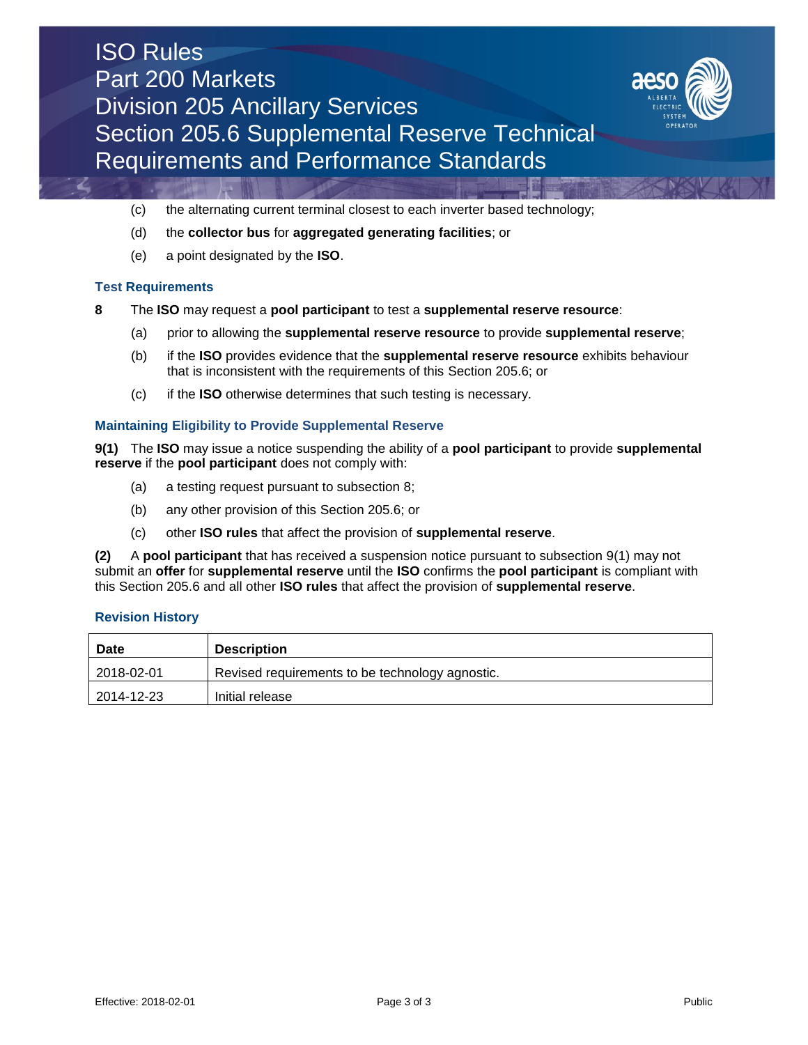(c) the alternating current terminal closest to each inverter based technology;

(d) the **collector bus** for **aggregated generating facilities**; or

(e) a point designated by the **ISO**.

### Test Requirements

**8** The **ISO** may request a **pool participant** to test a **supplemental reserve resource**:

(a) prior to allowing the **supplemental reserve resource** to provide **supplemental reserve**;

(b) if the **ISO** provides evidence that the **supplemental reserve resource** exhibits behaviour that is inconsistent with the requirements of this Section 205.6; or

(c) if the **ISO** otherwise determines that such testing is necessary.

### Maintaining Eligibility to Provide Supplemental Reserve

**9(1)** The **ISO** may issue a notice suspending the ability of a **pool participant** to provide **supplemental reserve** if the **pool participant** does not comply with:

(a) a testing request pursuant to subsection 8;

(b) any other provision of this Section 205.6; or

(c) other **ISO rules** that affect the provision of **supplemental reserve**.

**(2)** A **pool participant** that has received a suspension notice pursuant to subsection 9(1) may not submit an **offer** for **supplemental reserve** until the **ISO** confirms the **pool participant** is compliant with this Section 205.6 and all other **ISO rules** that affect the provision of **supplemental reserve**.

### Revision History

| Date | Description |
|---|---|
| 2018-02-01 | Revised requirements to be technology agnostic. |
| 2014-12-23 | Initial release |